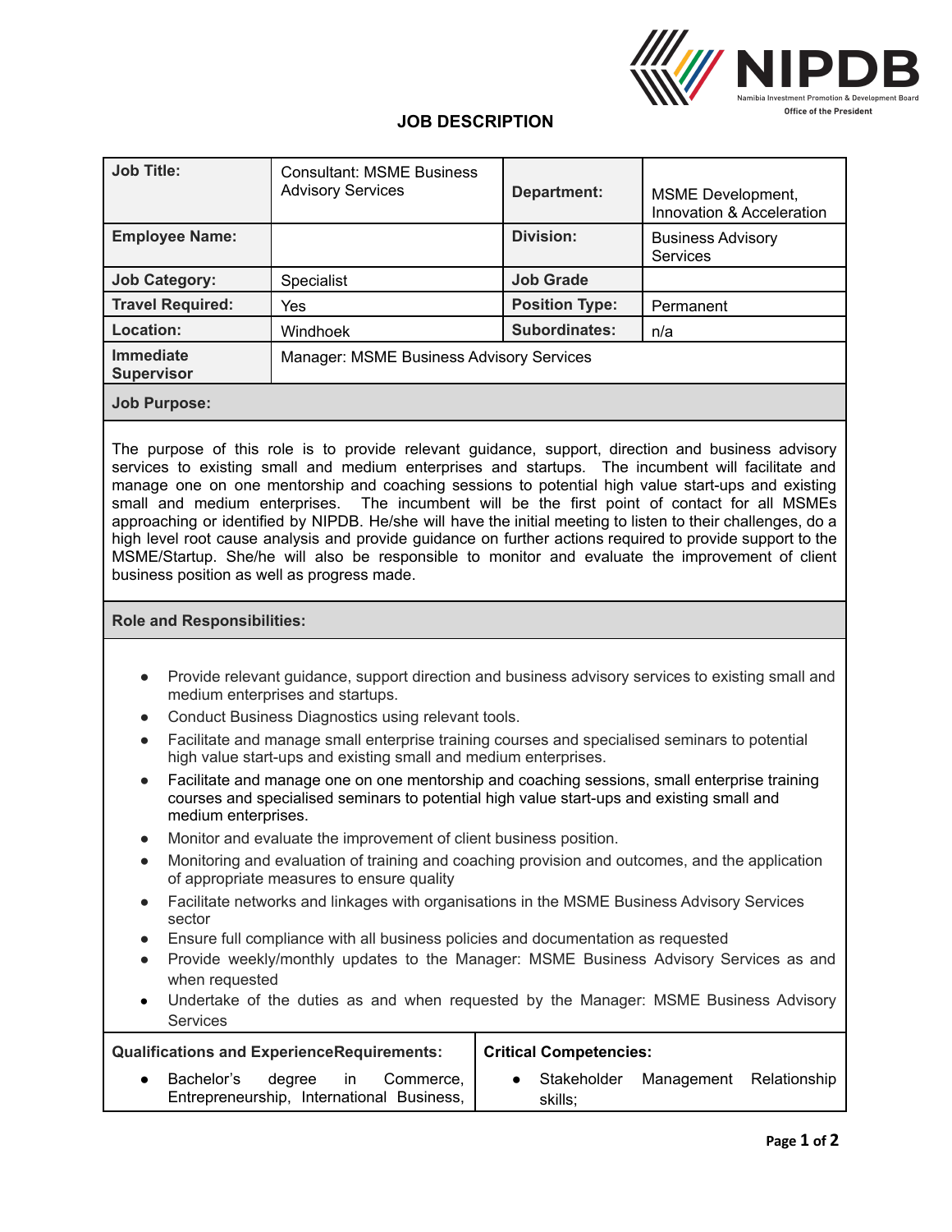NIPDB
Namibia Investment Promotion & Development Board
Office of the President

# JOB DESCRIPTION

| Job Title: | Consultant: MSME Business Advisory Services | Department: | MSME Development, Innovation & Acceleration |
|---|---|---|---|
| Employee Name: | | Division: | Business Advisory Services |
| Job Category: | Specialist | Job Grade | |
| Travel Required: | Yes | Position Type: | Permanent |
| Location: | Windhoek | Subordinates: | n/a |
| Immediate Supervisor | Manager: MSME Business Advisory Services | | |

## Job Purpose:

The purpose of this role is to provide relevant guidance, support, direction and business advisory services to existing small and medium enterprises and startups. The incumbent will facilitate and manage one on one mentorship and coaching sessions to potential high value start-ups and existing small and medium enterprises. The incumbent will be the first point of contact for all MSMEs approaching or identified by NIPDB. He/she will have the initial meeting to listen to their challenges, do a high level root cause analysis and provide guidance on further actions required to provide support to the MSME/Startup. She/he will also be responsible to monitor and evaluate the improvement of client business position as well as progress made.

## Role and Responsibilities:

- Provide relevant guidance, support direction and business advisory services to existing small and medium enterprises and startups.
- Conduct Business Diagnostics using relevant tools.
- Facilitate and manage small enterprise training courses and specialised seminars to potential high value start-ups and existing small and medium enterprises.
- Facilitate and manage one on one mentorship and coaching sessions, small enterprise training courses and specialised seminars to potential high value start-ups and existing small and medium enterprises.
- Monitor and evaluate the improvement of client business position.
- Monitoring and evaluation of training and coaching provision and outcomes, and the application of appropriate measures to ensure quality
- Facilitate networks and linkages with organisations in the MSME Business Advisory Services sector
- Ensure full compliance with all business policies and documentation as requested
- Provide weekly/monthly updates to the Manager: MSME Business Advisory Services as and when requested
- Undertake of the duties as and when requested by the Manager: MSME Business Advisory Services

| Qualifications and ExperienceRequirements: | Critical Competencies: |
|---|---|
| • Bachelor's degree in Commerce, Entrepreneurship, International Business, | • Stakeholder Management Relationship skills; |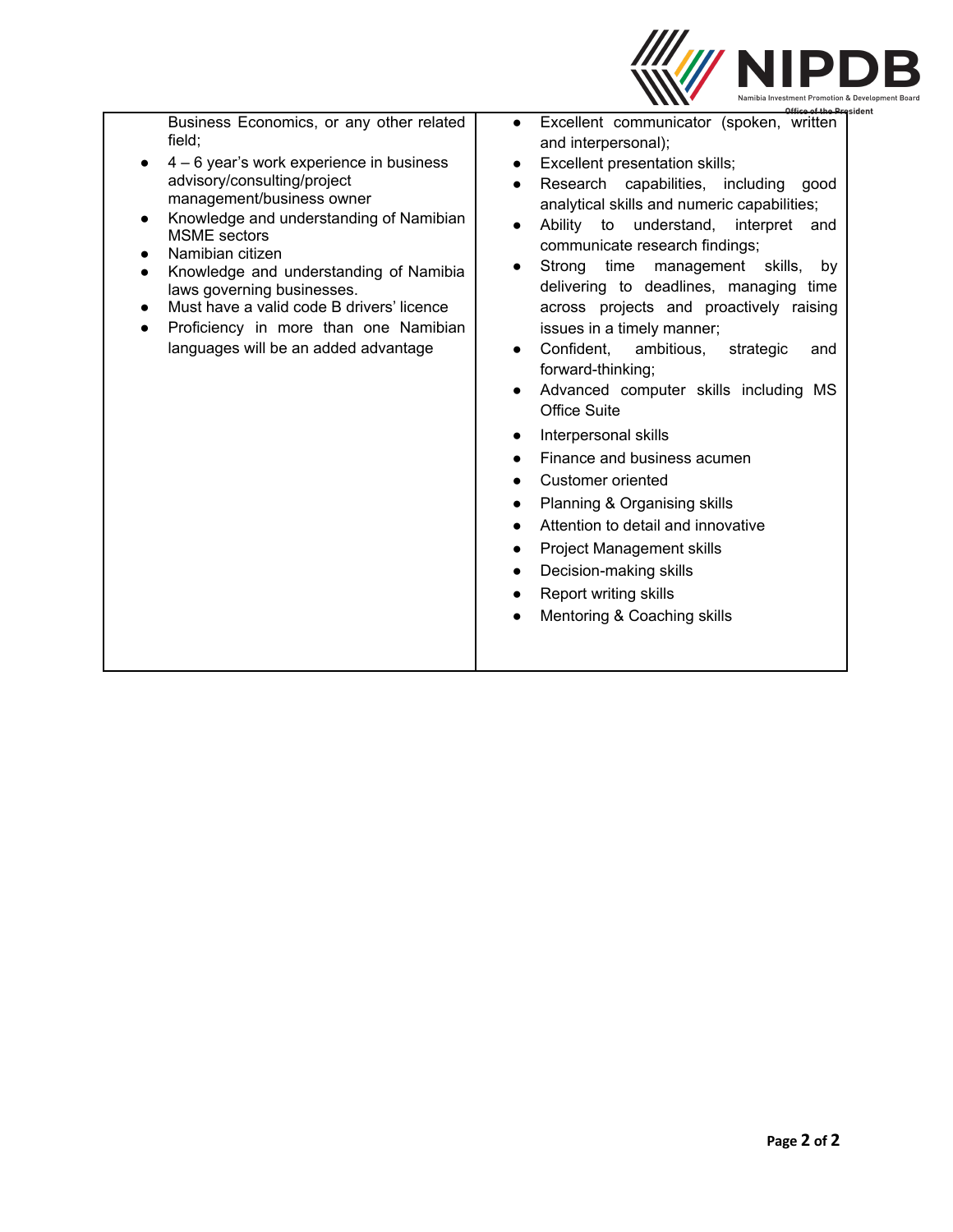| | |
|---|---|
| Business Economics, or any other related field;<br>● 4 – 6 year's work experience in business advisory/consulting/project management/business owner<br>● Knowledge and understanding of Namibian MSME sectors<br>● Namibian citizen<br>● Knowledge and understanding of Namibia laws governing businesses.<br>● Must have a valid code B drivers' licence<br>● Proficiency in more than one Namibian languages will be an added advantage | ● Excellent communicator (spoken, written and interpersonal);<br>● Excellent presentation skills;<br>● Research capabilities, including good analytical skills and numeric capabilities;<br>● Ability to understand, interpret and communicate research findings;<br>● Strong time management skills, by delivering to deadlines, managing time across projects and proactively raising issues in a timely manner;<br>● Confident, ambitious, strategic and forward-thinking;<br>● Advanced computer skills including MS Office Suite<br>● Interpersonal skills<br>● Finance and business acumen<br>● Customer oriented<br>● Planning & Organising skills<br>● Attention to detail and innovative<br>● Project Management skills<br>● Decision-making skills<br>● Report writing skills<br>● Mentoring & Coaching skills |